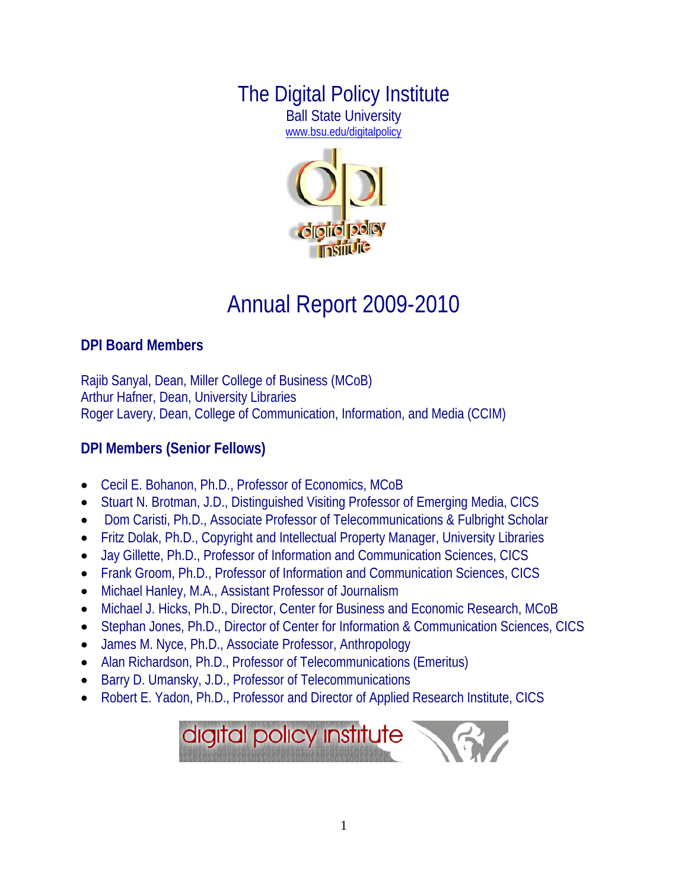# The Digital Policy Institute

Ball State University

www.bsu.edu/digitalpolicy

# Annual Report 2009-2010

## DPI Board Members

Rajib Sanyal, Dean, Miller College of Business (MCoB)
Arthur Hafner, Dean, University Libraries
Roger Lavery, Dean, College of Communication, Information, and Media (CCIM)

## DPI Members (Senior Fellows)

- Cecil E. Bohanon, Ph.D., Professor of Economics, MCoB
- Stuart N. Brotman, J.D., Distinguished Visiting Professor of Emerging Media, CICS
- Dom Caristi, Ph.D., Associate Professor of Telecommunications & Fulbright Scholar
- Fritz Dolak, Ph.D., Copyright and Intellectual Property Manager, University Libraries
- Jay Gillette, Ph.D., Professor of Information and Communication Sciences, CICS
- Frank Groom, Ph.D., Professor of Information and Communication Sciences, CICS
- Michael Hanley, M.A., Assistant Professor of Journalism
- Michael J. Hicks, Ph.D., Director, Center for Business and Economic Research, MCoB
- Stephan Jones, Ph.D., Director of Center for Information & Communication Sciences, CICS
- James M. Nyce, Ph.D., Associate Professor, Anthropology
- Alan Richardson, Ph.D., Professor of Telecommunications (Emeritus)
- Barry D. Umansky, J.D., Professor of Telecommunications
- Robert E. Yadon, Ph.D., Professor and Director of Applied Research Institute, CICS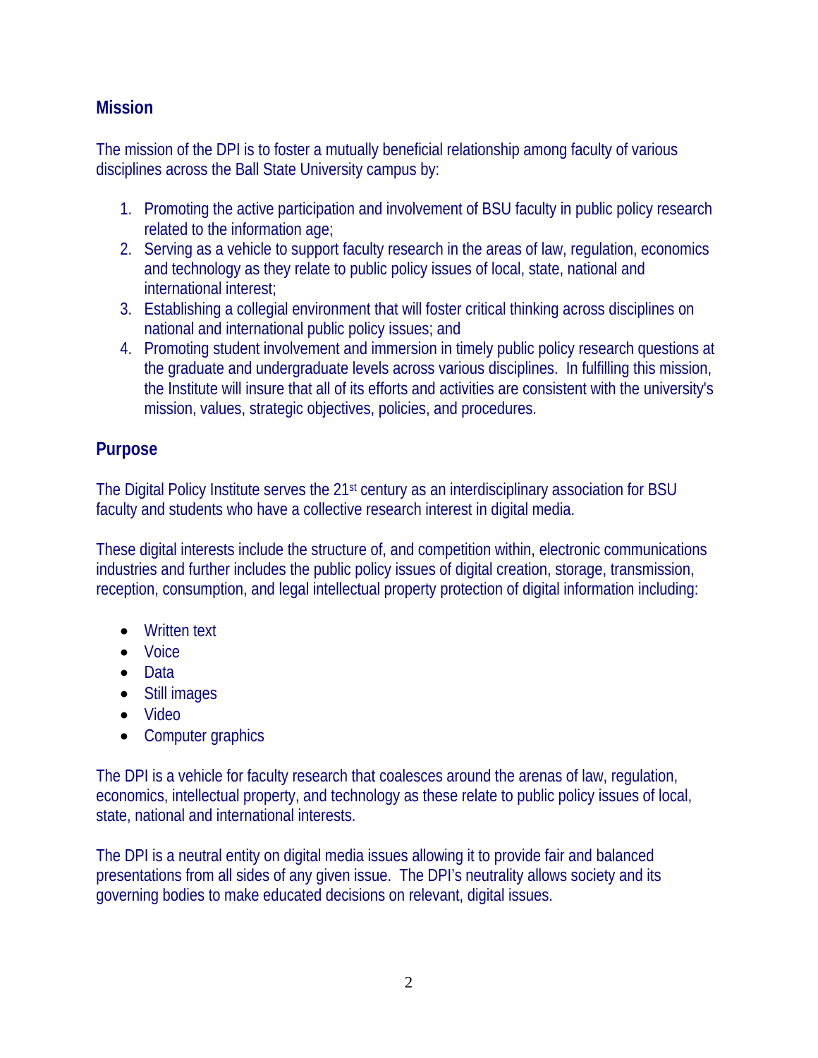## Mission

The mission of the DPI is to foster a mutually beneficial relationship among faculty of various disciplines across the Ball State University campus by:

1. Promoting the active participation and involvement of BSU faculty in public policy research related to the information age;
2. Serving as a vehicle to support faculty research in the areas of law, regulation, economics and technology as they relate to public policy issues of local, state, national and international interest;
3. Establishing a collegial environment that will foster critical thinking across disciplines on national and international public policy issues; and
4. Promoting student involvement and immersion in timely public policy research questions at the graduate and undergraduate levels across various disciplines. In fulfilling this mission, the Institute will insure that all of its efforts and activities are consistent with the university's mission, values, strategic objectives, policies, and procedures.

## Purpose

The Digital Policy Institute serves the 21st century as an interdisciplinary association for BSU faculty and students who have a collective research interest in digital media.

These digital interests include the structure of, and competition within, electronic communications industries and further includes the public policy issues of digital creation, storage, transmission, reception, consumption, and legal intellectual property protection of digital information including:

- Written text
- Voice
- Data
- Still images
- Video
- Computer graphics

The DPI is a vehicle for faculty research that coalesces around the arenas of law, regulation, economics, intellectual property, and technology as these relate to public policy issues of local, state, national and international interests.

The DPI is a neutral entity on digital media issues allowing it to provide fair and balanced presentations from all sides of any given issue. The DPI's neutrality allows society and its governing bodies to make educated decisions on relevant, digital issues.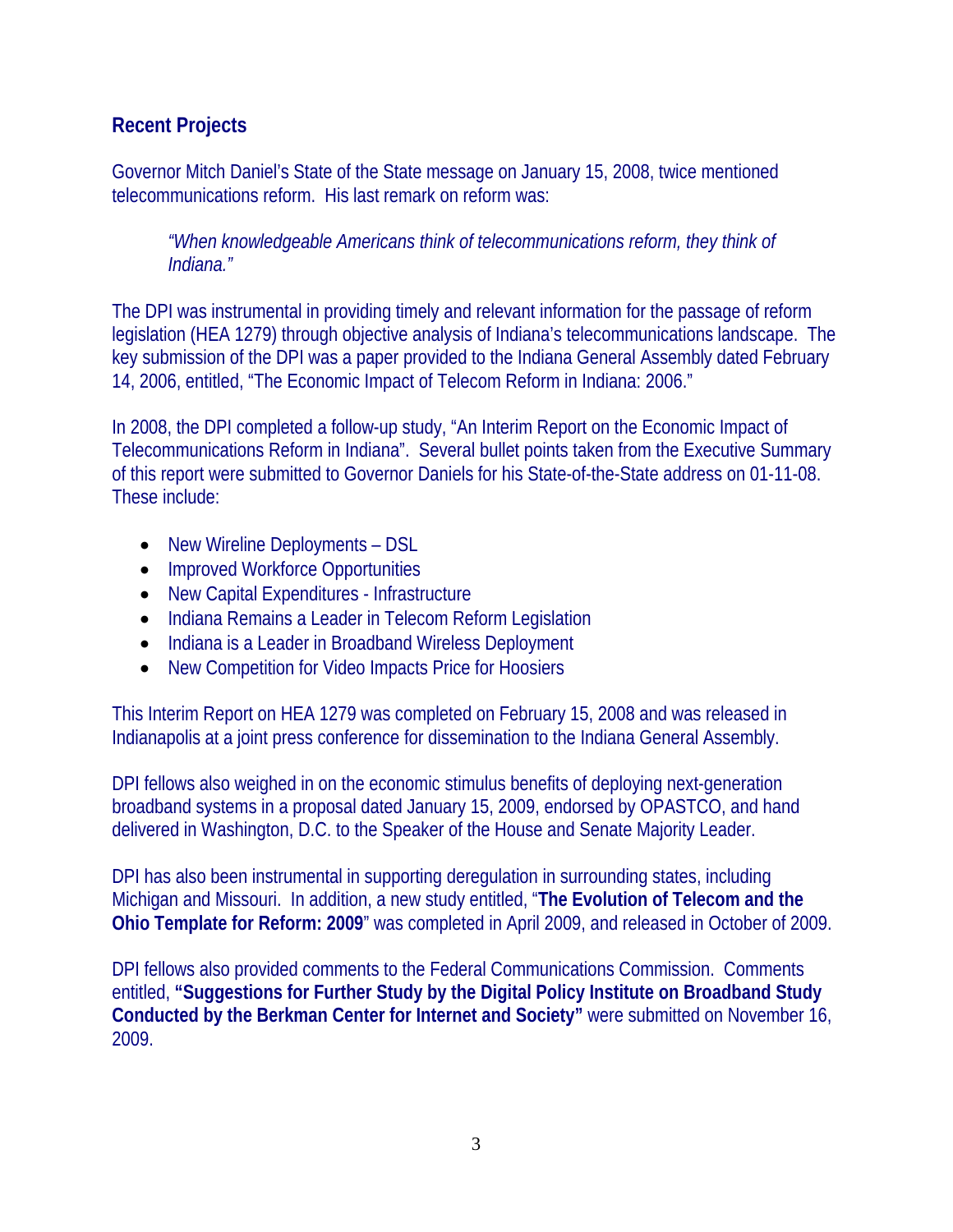## Recent Projects

Governor Mitch Daniel's State of the State message on January 15, 2008, twice mentioned telecommunications reform. His last remark on reform was:

> *"When knowledgeable Americans think of telecommunications reform, they think of Indiana."*

The DPI was instrumental in providing timely and relevant information for the passage of reform legislation (HEA 1279) through objective analysis of Indiana's telecommunications landscape. The key submission of the DPI was a paper provided to the Indiana General Assembly dated February 14, 2006, entitled, "The Economic Impact of Telecom Reform in Indiana: 2006."

In 2008, the DPI completed a follow-up study, "An Interim Report on the Economic Impact of Telecommunications Reform in Indiana". Several bullet points taken from the Executive Summary of this report were submitted to Governor Daniels for his State-of-the-State address on 01-11-08. These include:

- New Wireline Deployments – DSL
- Improved Workforce Opportunities
- New Capital Expenditures - Infrastructure
- Indiana Remains a Leader in Telecom Reform Legislation
- Indiana is a Leader in Broadband Wireless Deployment
- New Competition for Video Impacts Price for Hoosiers

This Interim Report on HEA 1279 was completed on February 15, 2008 and was released in Indianapolis at a joint press conference for dissemination to the Indiana General Assembly.

DPI fellows also weighed in on the economic stimulus benefits of deploying next-generation broadband systems in a proposal dated January 15, 2009, endorsed by OPASTCO, and hand delivered in Washington, D.C. to the Speaker of the House and Senate Majority Leader.

DPI has also been instrumental in supporting deregulation in surrounding states, including Michigan and Missouri. In addition, a new study entitled, "**The Evolution of Telecom and the Ohio Template for Reform: 2009**" was completed in April 2009, and released in October of 2009.

DPI fellows also provided comments to the Federal Communications Commission. Comments entitled, **"Suggestions for Further Study by the Digital Policy Institute on Broadband Study Conducted by the Berkman Center for Internet and Society"** were submitted on November 16, 2009.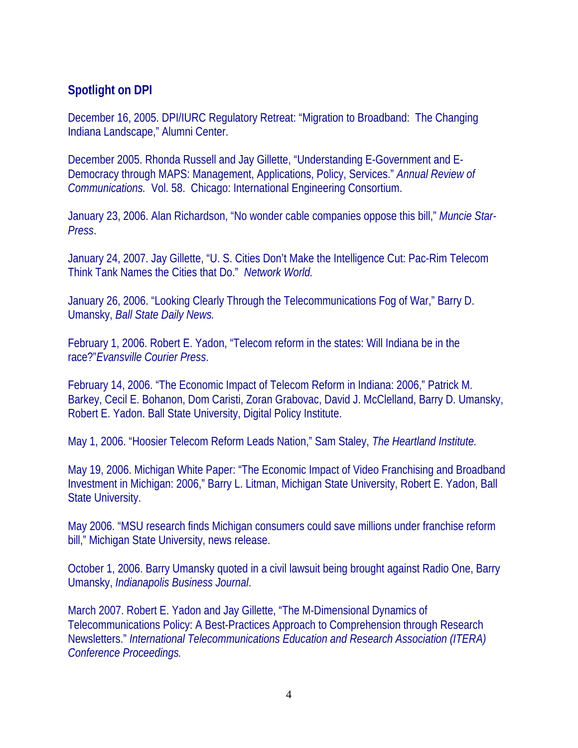## Spotlight on DPI

December 16, 2005. DPI/IURC Regulatory Retreat: "Migration to Broadband: The Changing Indiana Landscape," Alumni Center.

December 2005. Rhonda Russell and Jay Gillette, "Understanding E-Government and E-Democracy through MAPS: Management, Applications, Policy, Services." *Annual Review of Communications.* Vol. 58. Chicago: International Engineering Consortium.

January 23, 2006. Alan Richardson, "No wonder cable companies oppose this bill," *Muncie Star-Press*.

January 24, 2007. Jay Gillette, "U. S. Cities Don't Make the Intelligence Cut: Pac-Rim Telecom Think Tank Names the Cities that Do." *Network World.*

January 26, 2006. "Looking Clearly Through the Telecommunications Fog of War," Barry D. Umansky, *Ball State Daily News.*

February 1, 2006. Robert E. Yadon, "Telecom reform in the states: Will Indiana be in the race?"*Evansville Courier Press*.

February 14, 2006. "The Economic Impact of Telecom Reform in Indiana: 2006," Patrick M. Barkey, Cecil E. Bohanon, Dom Caristi, Zoran Grabovac, David J. McClelland, Barry D. Umansky, Robert E. Yadon. Ball State University, Digital Policy Institute.

May 1, 2006. "Hoosier Telecom Reform Leads Nation," Sam Staley, *The Heartland Institute.*

May 19, 2006. Michigan White Paper: "The Economic Impact of Video Franchising and Broadband Investment in Michigan: 2006," Barry L. Litman, Michigan State University, Robert E. Yadon, Ball State University.

May 2006. "MSU research finds Michigan consumers could save millions under franchise reform bill," Michigan State University, news release.

October 1, 2006. Barry Umansky quoted in a civil lawsuit being brought against Radio One, Barry Umansky, *Indianapolis Business Journal*.

March 2007. Robert E. Yadon and Jay Gillette, "The M-Dimensional Dynamics of Telecommunications Policy: A Best-Practices Approach to Comprehension through Research Newsletters." *International Telecommunications Education and Research Association (ITERA) Conference Proceedings.*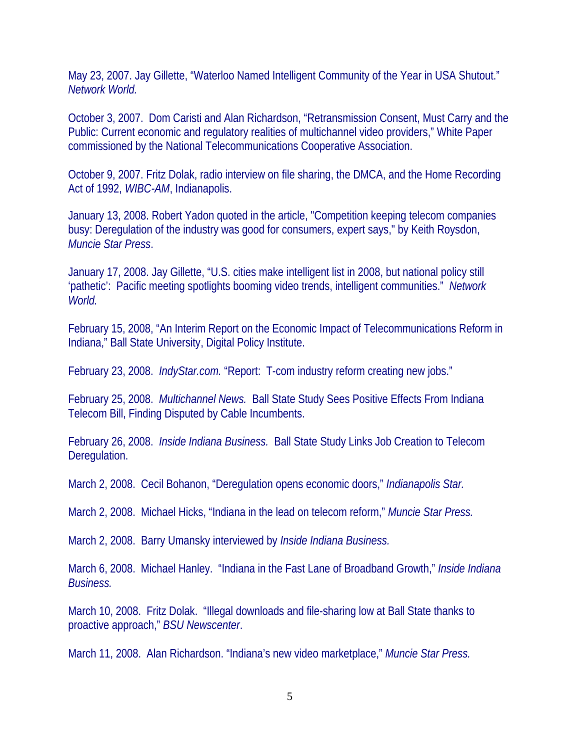May 23, 2007. Jay Gillette, "Waterloo Named Intelligent Community of the Year in USA Shutout." *Network World.*

October 3, 2007. Dom Caristi and Alan Richardson, "Retransmission Consent, Must Carry and the Public: Current economic and regulatory realities of multichannel video providers," White Paper commissioned by the National Telecommunications Cooperative Association.

October 9, 2007. Fritz Dolak, radio interview on file sharing, the DMCA, and the Home Recording Act of 1992, *WIBC-AM*, Indianapolis.

January 13, 2008. Robert Yadon quoted in the article, "Competition keeping telecom companies busy: Deregulation of the industry was good for consumers, expert says," by Keith Roysdon, *Muncie Star Press*.

January 17, 2008. Jay Gillette, "U.S. cities make intelligent list in 2008, but national policy still 'pathetic': Pacific meeting spotlights booming video trends, intelligent communities." *Network World.*

February 15, 2008, "An Interim Report on the Economic Impact of Telecommunications Reform in Indiana," Ball State University, Digital Policy Institute.

February 23, 2008. *IndyStar.com.* "Report: T-com industry reform creating new jobs."

February 25, 2008. *Multichannel News.* Ball State Study Sees Positive Effects From Indiana Telecom Bill, Finding Disputed by Cable Incumbents.

February 26, 2008. *Inside Indiana Business.* Ball State Study Links Job Creation to Telecom Deregulation.

March 2, 2008. Cecil Bohanon, "Deregulation opens economic doors," *Indianapolis Star.*

March 2, 2008. Michael Hicks, "Indiana in the lead on telecom reform," *Muncie Star Press.*

March 2, 2008. Barry Umansky interviewed by *Inside Indiana Business.*

March 6, 2008. Michael Hanley. "Indiana in the Fast Lane of Broadband Growth," *Inside Indiana Business.*

March 10, 2008. Fritz Dolak. "Illegal downloads and file-sharing low at Ball State thanks to proactive approach," *BSU Newscenter*.

March 11, 2008. Alan Richardson. "Indiana's new video marketplace," *Muncie Star Press.*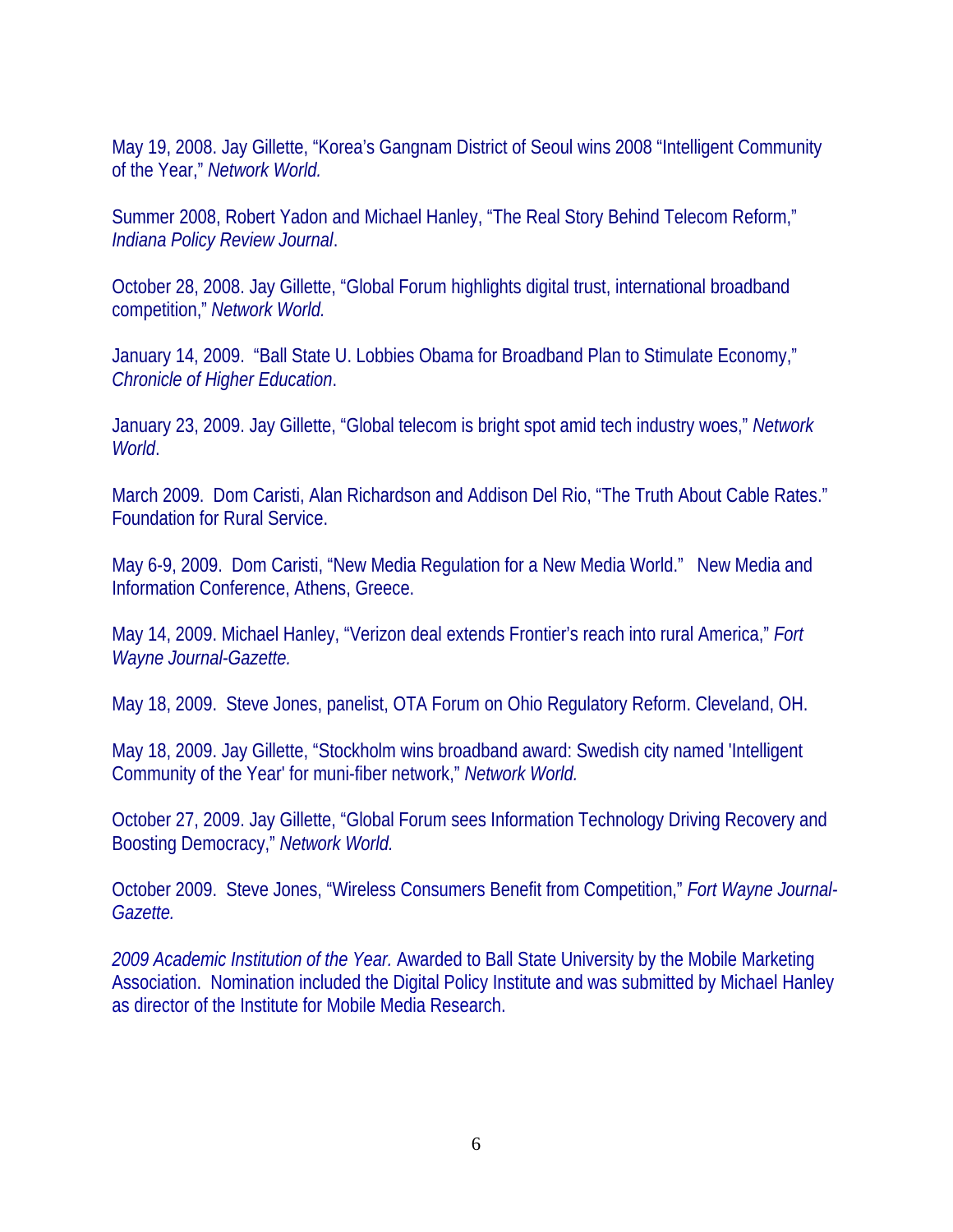May 19, 2008. Jay Gillette, “Korea’s Gangnam District of Seoul wins 2008 “Intelligent Community of the Year,” *Network World.*

Summer 2008, Robert Yadon and Michael Hanley, “The Real Story Behind Telecom Reform,” *Indiana Policy Review Journal*.

October 28, 2008. Jay Gillette, “Global Forum highlights digital trust, international broadband competition,” *Network World.*

January 14, 2009. “Ball State U. Lobbies Obama for Broadband Plan to Stimulate Economy,” *Chronicle of Higher Education*.

January 23, 2009. Jay Gillette, “Global telecom is bright spot amid tech industry woes,” *Network World*.

March 2009. Dom Caristi, Alan Richardson and Addison Del Rio, “The Truth About Cable Rates.” Foundation for Rural Service.

May 6-9, 2009. Dom Caristi, “New Media Regulation for a New Media World.” New Media and Information Conference, Athens, Greece.

May 14, 2009. Michael Hanley, “Verizon deal extends Frontier’s reach into rural America,” *Fort Wayne Journal-Gazette.*

May 18, 2009. Steve Jones, panelist, OTA Forum on Ohio Regulatory Reform. Cleveland, OH.

May 18, 2009. Jay Gillette, “Stockholm wins broadband award: Swedish city named 'Intelligent Community of the Year' for muni-fiber network,” *Network World.*

October 27, 2009. Jay Gillette, “Global Forum sees Information Technology Driving Recovery and Boosting Democracy,” *Network World.*

October 2009. Steve Jones, “Wireless Consumers Benefit from Competition,” *Fort Wayne Journal-Gazette.*

*2009 Academic Institution of the Year.* Awarded to Ball State University by the Mobile Marketing Association. Nomination included the Digital Policy Institute and was submitted by Michael Hanley as director of the Institute for Mobile Media Research.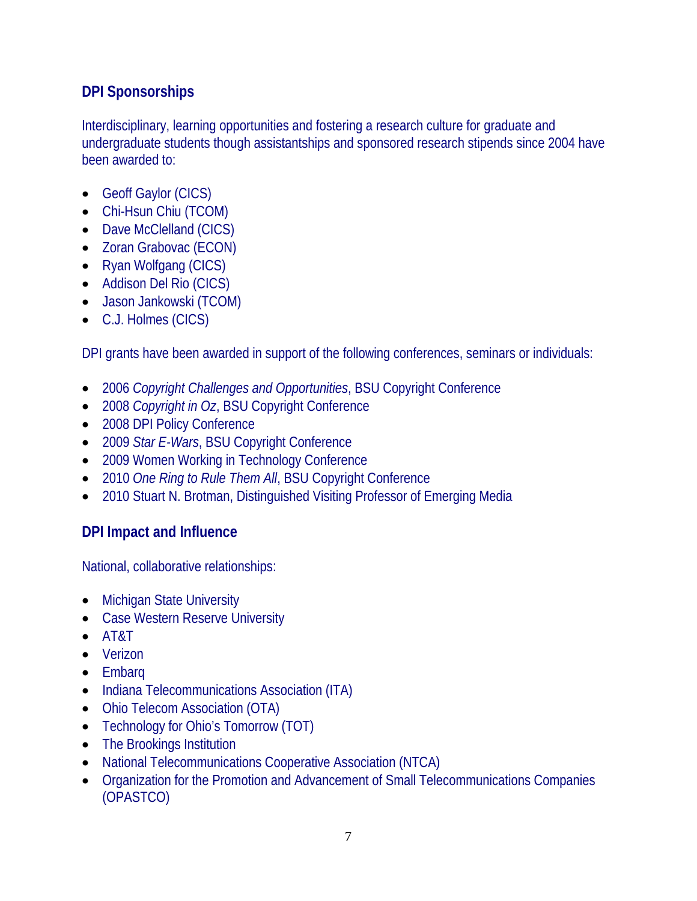## DPI Sponsorships

Interdisciplinary, learning opportunities and fostering a research culture for graduate and undergraduate students though assistantships and sponsored research stipends since 2004 have been awarded to:

- Geoff Gaylor (CICS)
- Chi-Hsun Chiu (TCOM)
- Dave McClelland (CICS)
- Zoran Grabovac (ECON)
- Ryan Wolfgang (CICS)
- Addison Del Rio (CICS)
- Jason Jankowski (TCOM)
- C.J. Holmes (CICS)

DPI grants have been awarded in support of the following conferences, seminars or individuals:

- 2006 *Copyright Challenges and Opportunities*, BSU Copyright Conference
- 2008 *Copyright in Oz*, BSU Copyright Conference
- 2008 DPI Policy Conference
- 2009 *Star E-Wars*, BSU Copyright Conference
- 2009 Women Working in Technology Conference
- 2010 *One Ring to Rule Them All*, BSU Copyright Conference
- 2010 Stuart N. Brotman, Distinguished Visiting Professor of Emerging Media

## DPI Impact and Influence

National, collaborative relationships:

- Michigan State University
- Case Western Reserve University
- AT&T
- Verizon
- Embarq
- Indiana Telecommunications Association (ITA)
- Ohio Telecom Association (OTA)
- Technology for Ohio's Tomorrow (TOT)
- The Brookings Institution
- National Telecommunications Cooperative Association (NTCA)
- Organization for the Promotion and Advancement of Small Telecommunications Companies (OPASTCO)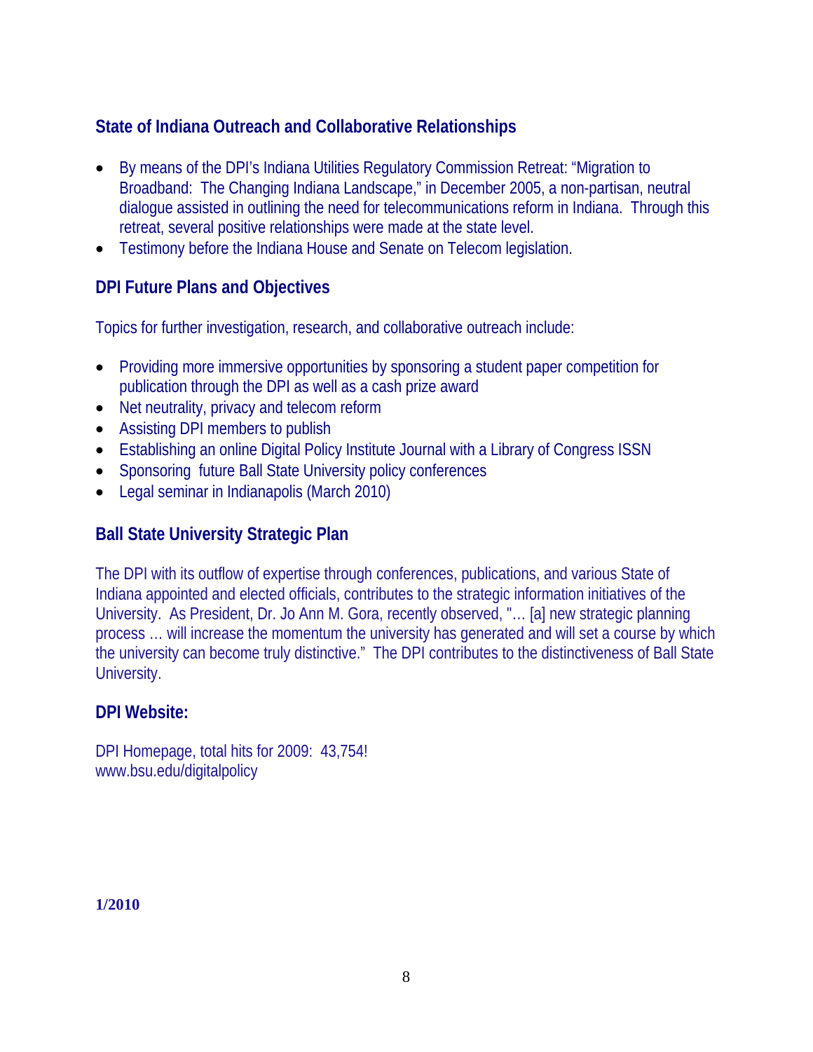## State of Indiana Outreach and Collaborative Relationships

- By means of the DPI's Indiana Utilities Regulatory Commission Retreat: "Migration to Broadband: The Changing Indiana Landscape," in December 2005, a non-partisan, neutral dialogue assisted in outlining the need for telecommunications reform in Indiana. Through this retreat, several positive relationships were made at the state level.
- Testimony before the Indiana House and Senate on Telecom legislation.

## DPI Future Plans and Objectives

Topics for further investigation, research, and collaborative outreach include:

- Providing more immersive opportunities by sponsoring a student paper competition for publication through the DPI as well as a cash prize award
- Net neutrality, privacy and telecom reform
- Assisting DPI members to publish
- Establishing an online Digital Policy Institute Journal with a Library of Congress ISSN
- Sponsoring future Ball State University policy conferences
- Legal seminar in Indianapolis (March 2010)

## Ball State University Strategic Plan

The DPI with its outflow of expertise through conferences, publications, and various State of Indiana appointed and elected officials, contributes to the strategic information initiatives of the University. As President, Dr. Jo Ann M. Gora, recently observed, "… [a] new strategic planning process … will increase the momentum the university has generated and will set a course by which the university can become truly distinctive." The DPI contributes to the distinctiveness of Ball State University.

## DPI Website:

DPI Homepage, total hits for 2009: 43,754!
www.bsu.edu/digitalpolicy

**1/2010**